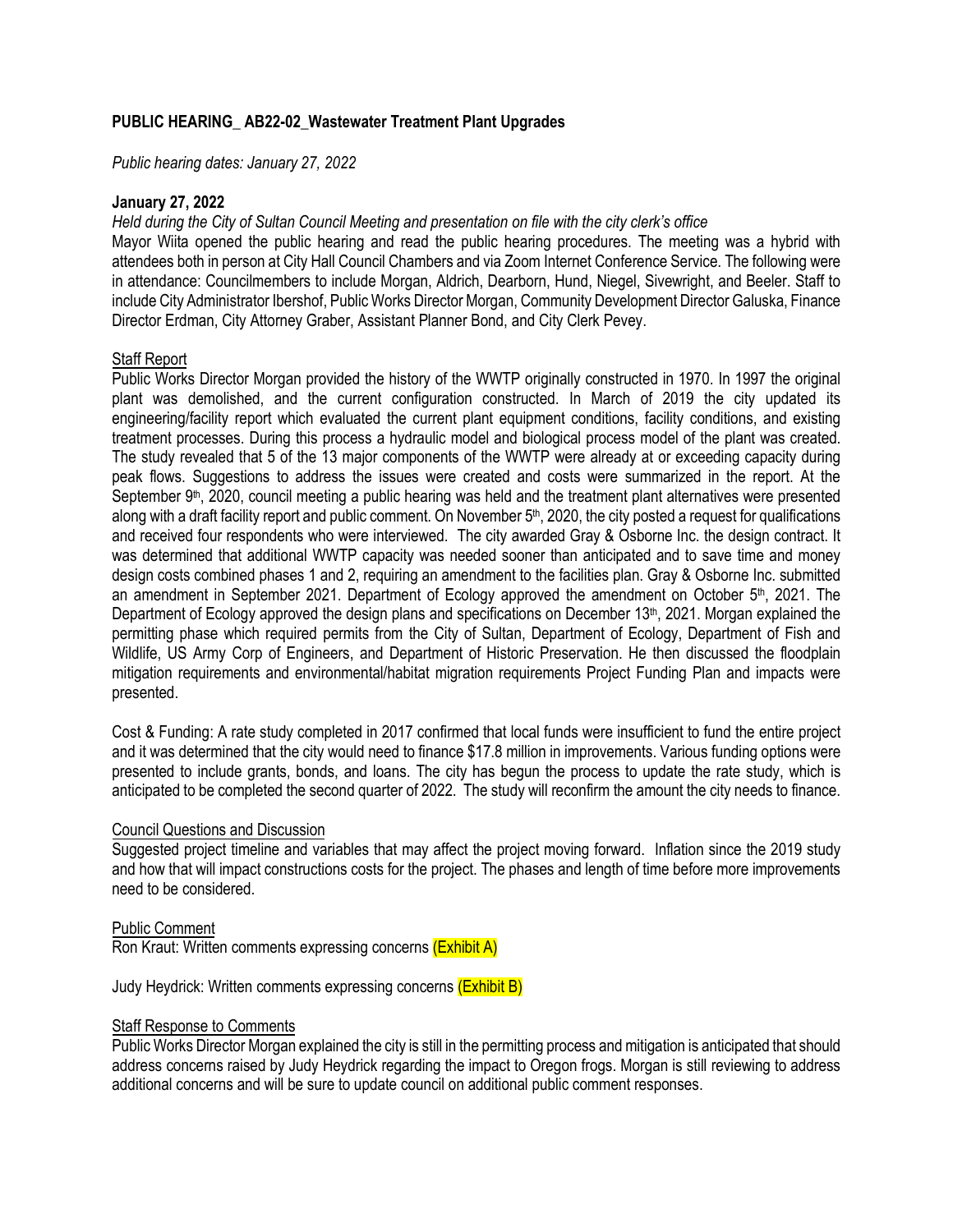## PUBLIC HEARING_ AB22-02_Wastewater Treatment Plant Upgrades

*Public hearing dates: January 27, 2022*

### January 27, 2022

*Held during the City of Sultan Council Meeting and presentation on file with the city clerk's office*

Mayor Wiita opened the public hearing and read the public hearing procedures. The meeting was a hybrid with attendees both in person at City Hall Council Chambers and via Zoom Internet Conference Service. The following were in attendance: Councilmembers to include Morgan, Aldrich, Dearborn, Hund, Niegel, Sivewright, and Beeler. Staff to include City Administrator Ibershof, Public Works Director Morgan, Community Development Director Galuska, Finance Director Erdman, City Attorney Graber, Assistant Planner Bond, and City Clerk Pevey.

<u>Staff Report</u>

Public Works Director Morgan provided the history of the WWTP originally constructed in 1970. In 1997 the original plant was demolished, and the current configuration constructed. In March of 2019 the city updated its engineering/facility report which evaluated the current plant equipment conditions, facility conditions, and existing treatment processes. During this process a hydraulic model and biological process model of the plant was created. The study revealed that 5 of the 13 major components of the WWTP were already at or exceeding capacity during peak flows. Suggestions to address the issues were created and costs were summarized in the report. At the September 9th, 2020, council meeting a public hearing was held and the treatment plant alternatives were presented along with a draft facility report and public comment. On November 5th, 2020, the city posted a request for qualifications and received four respondents who were interviewed. The city awarded Gray & Osborne Inc. the design contract. It was determined that additional WWTP capacity was needed sooner than anticipated and to save time and money design costs combined phases 1 and 2, requiring an amendment to the facilities plan. Gray & Osborne Inc. submitted an amendment in September 2021. Department of Ecology approved the amendment on October 5th, 2021. The Department of Ecology approved the design plans and specifications on December 13th, 2021. Morgan explained the permitting phase which required permits from the City of Sultan, Department of Ecology, Department of Fish and Wildlife, US Army Corp of Engineers, and Department of Historic Preservation. He then discussed the floodplain mitigation requirements and environmental/habitat migration requirements Project Funding Plan and impacts were presented.

Cost & Funding: A rate study completed in 2017 confirmed that local funds were insufficient to fund the entire project and it was determined that the city would need to finance $17.8 million in improvements. Various funding options were presented to include grants, bonds, and loans. The city has begun the process to update the rate study, which is anticipated to be completed the second quarter of 2022. The study will reconfirm the amount the city needs to finance.

<u>Council Questions and Discussion</u>

Suggested project timeline and variables that may affect the project moving forward. Inflation since the 2019 study and how that will impact constructions costs for the project. The phases and length of time before more improvements need to be considered.

<u>Public Comment</u>

Ron Kraut: Written comments expressing concerns (Exhibit A)

Judy Heydrick: Written comments expressing concerns (Exhibit B)

<u>Staff Response to Comments</u>

Public Works Director Morgan explained the city is still in the permitting process and mitigation is anticipated that should address concerns raised by Judy Heydrick regarding the impact to Oregon frogs. Morgan is still reviewing to address additional concerns and will be sure to update council on additional public comment responses.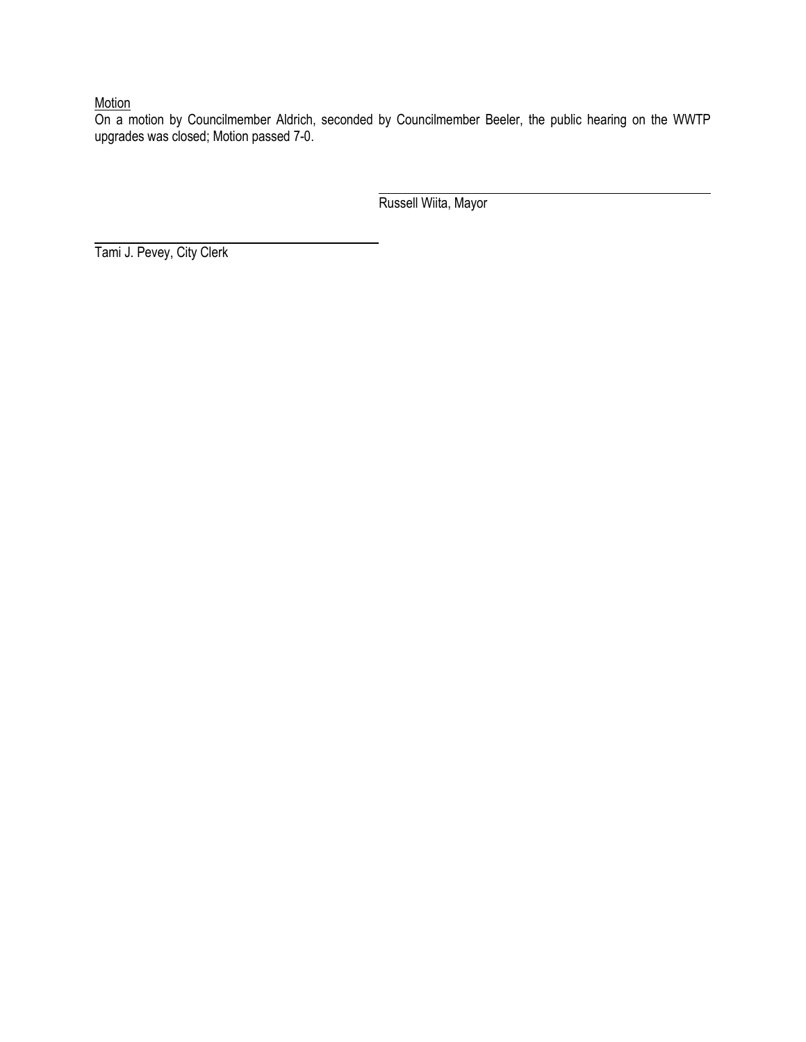<u>Motion</u>

On a motion by Councilmember Aldrich, seconded by Councilmember Beeler, the public hearing on the WWTP upgrades was closed; Motion passed 7-0.

\_\_\_\_\_\_\_\_\_\_\_\_\_\_\_\_\_\_\_\_\_\_\_\_\_\_\_\_\_\_\_\_\_\_\_\_\_\_\_\_

Russell Wiita, Mayor

\_\_\_\_\_\_\_\_\_\_\_\_\_\_\_\_\_\_\_\_\_\_\_\_\_\_\_\_\_\_\_\_\_\_\_\_\_\_\_\_

Tami J. Pevey, City Clerk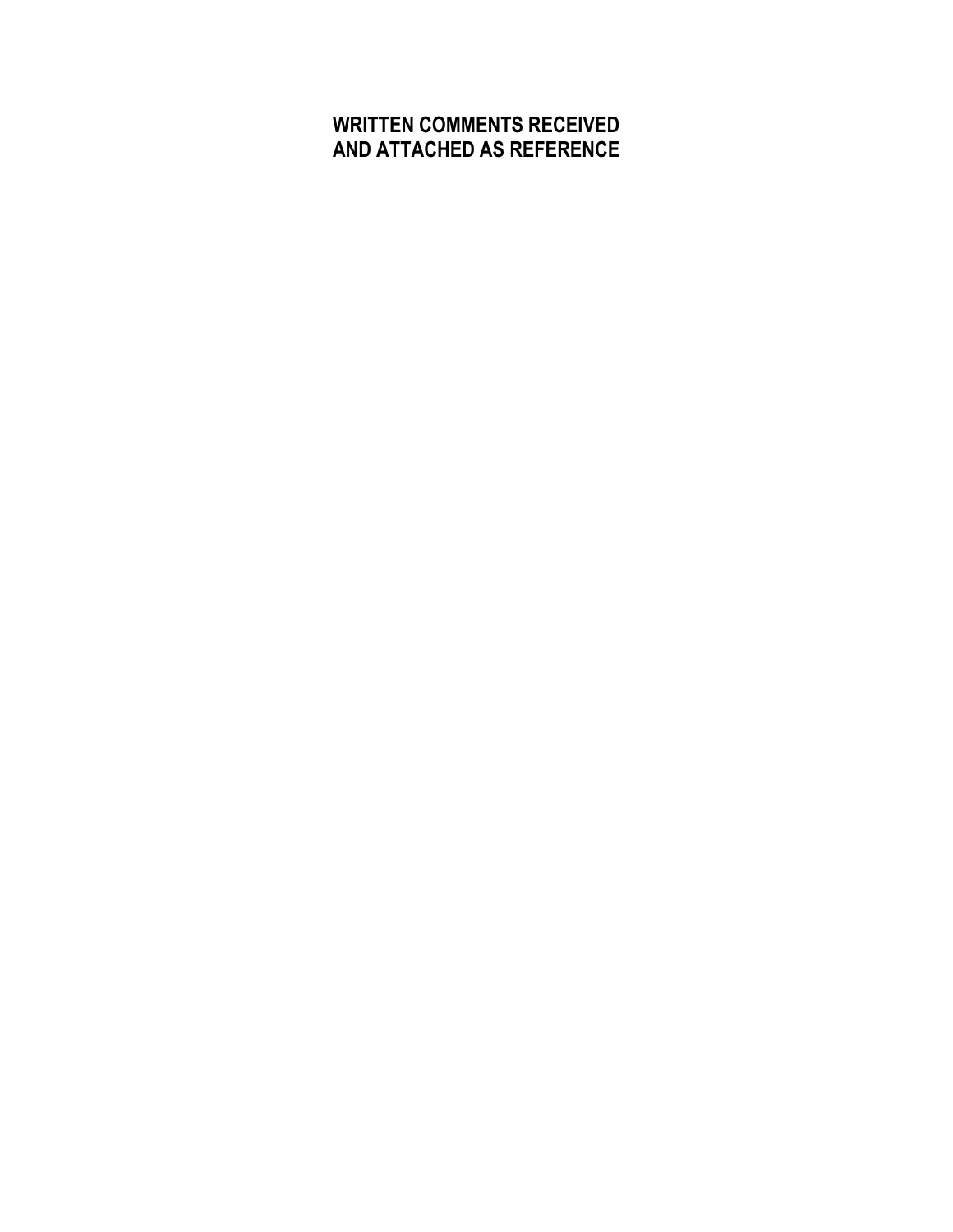# WRITTEN COMMENTS RECEIVED AND ATTACHED AS REFERENCE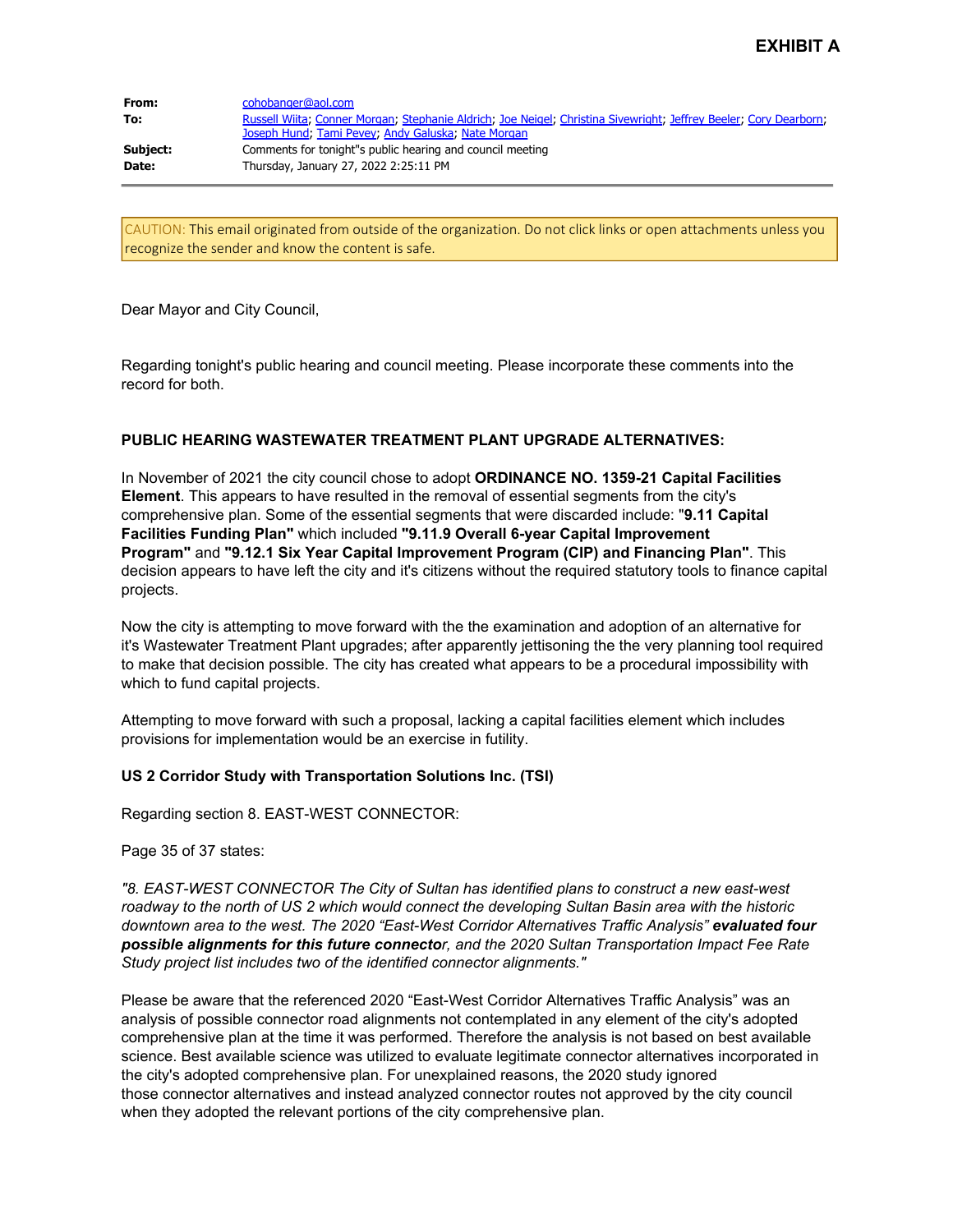# EXHIBIT A

| | |
|---|---|
| **From:** | cohobanger@aol.com |
| **To:** | Russell Wiita; Conner Morgan; Stephanie Aldrich; Joe Neigel; Christina Sivewright; Jeffrey Beeler; Cory Dearborn; Joseph Hund; Tami Pevey; Andy Galuska; Nate Morgan |
| **Subject:** | Comments for tonight"s public hearing and council meeting |
| **Date:** | Thursday, January 27, 2022 2:25:11 PM |

CAUTION: This email originated from outside of the organization. Do not click links or open attachments unless you recognize the sender and know the content is safe.

Dear Mayor and City Council,

Regarding tonight's public hearing and council meeting. Please incorporate these comments into the record for both.

**PUBLIC HEARING WASTEWATER TREATMENT PLANT UPGRADE ALTERNATIVES:**

In November of 2021 the city council chose to adopt **ORDINANCE NO. 1359-21 Capital Facilities Element**. This appears to have resulted in the removal of essential segments from the city's comprehensive plan. Some of the essential segments that were discarded include: "**9.11 Capital Facilities Funding Plan"** which included **"9.11.9 Overall 6-year Capital Improvement Program"** and **"9.12.1 Six Year Capital Improvement Program (CIP) and Financing Plan"**. This decision appears to have left the city and it's citizens without the required statutory tools to finance capital projects.

Now the city is attempting to move forward with the the examination and adoption of an alternative for it's Wastewater Treatment Plant upgrades; after apparently jettisoning the the very planning tool required to make that decision possible. The city has created what appears to be a procedural impossibility with which to fund capital projects.

Attempting to move forward with such a proposal, lacking a capital facilities element which includes provisions for implementation would be an exercise in futility.

**US 2 Corridor Study with Transportation Solutions Inc. (TSI)**

Regarding section 8. EAST-WEST CONNECTOR:

Page 35 of 37 states:

*"8. EAST-WEST CONNECTOR The City of Sultan has identified plans to construct a new east-west roadway to the north of US 2 which would connect the developing Sultan Basin area with the historic downtown area to the west. The 2020 "East-West Corridor Alternatives Traffic Analysis"* ***evaluated four possible alignments for this future connecto****r, and the 2020 Sultan Transportation Impact Fee Rate Study project list includes two of the identified connector alignments."*

Please be aware that the referenced 2020 "East-West Corridor Alternatives Traffic Analysis" was an analysis of possible connector road alignments not contemplated in any element of the city's adopted comprehensive plan at the time it was performed. Therefore the analysis is not based on best available science. Best available science was utilized to evaluate legitimate connector alternatives incorporated in the city's adopted comprehensive plan. For unexplained reasons, the 2020 study ignored those connector alternatives and instead analyzed connector routes not approved by the city council when they adopted the relevant portions of the city comprehensive plan.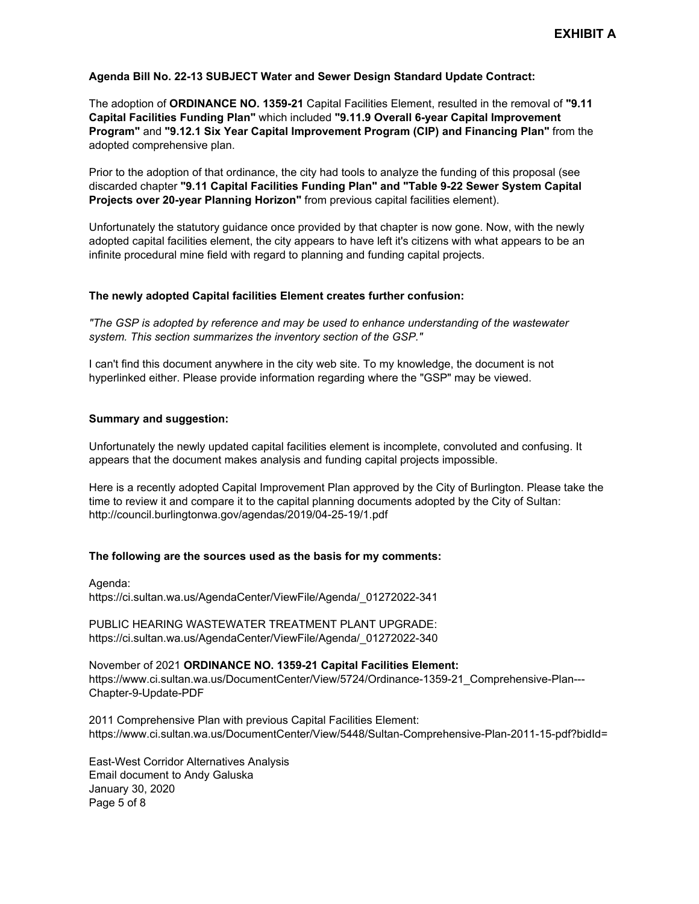**EXHIBIT A**

**Agenda Bill No. 22-13 SUBJECT Water and Sewer Design Standard Update Contract:**

The adoption of **ORDINANCE NO. 1359-21** Capital Facilities Element, resulted in the removal of **"9.11 Capital Facilities Funding Plan"** which included **"9.11.9 Overall 6-year Capital Improvement Program"** and **"9.12.1 Six Year Capital Improvement Program (CIP) and Financing Plan"** from the adopted comprehensive plan.

Prior to the adoption of that ordinance, the city had tools to analyze the funding of this proposal (see discarded chapter **"9.11 Capital Facilities Funding Plan" and "Table 9-22 Sewer System Capital Projects over 20-year Planning Horizon"** from previous capital facilities element).

Unfortunately the statutory guidance once provided by that chapter is now gone. Now, with the newly adopted capital facilities element, the city appears to have left it's citizens with what appears to be an infinite procedural mine field with regard to planning and funding capital projects.

**The newly adopted Capital facilities Element creates further confusion:**

*"The GSP is adopted by reference and may be used to enhance understanding of the wastewater system. This section summarizes the inventory section of the GSP."*

I can't find this document anywhere in the city web site. To my knowledge, the document is not hyperlinked either. Please provide information regarding where the "GSP" may be viewed.

**Summary and suggestion:**

Unfortunately the newly updated capital facilities element is incomplete, convoluted and confusing. It appears that the document makes analysis and funding capital projects impossible.

Here is a recently adopted Capital Improvement Plan approved by the City of Burlington. Please take the time to review it and compare it to the capital planning documents adopted by the City of Sultan: http://council.burlingtonwa.gov/agendas/2019/04-25-19/1.pdf

**The following are the sources used as the basis for my comments:**

Agenda:
https://ci.sultan.wa.us/AgendaCenter/ViewFile/Agenda/_01272022-341

PUBLIC HEARING WASTEWATER TREATMENT PLANT UPGRADE:
https://ci.sultan.wa.us/AgendaCenter/ViewFile/Agenda/_01272022-340

November of 2021 **ORDINANCE NO. 1359-21 Capital Facilities Element:**
https://www.ci.sultan.wa.us/DocumentCenter/View/5724/Ordinance-1359-21_Comprehensive-Plan---Chapter-9-Update-PDF

2011 Comprehensive Plan with previous Capital Facilities Element:
https://www.ci.sultan.wa.us/DocumentCenter/View/5448/Sultan-Comprehensive-Plan-2011-15-pdf?bidId=

East-West Corridor Alternatives Analysis
Email document to Andy Galuska
January 30, 2020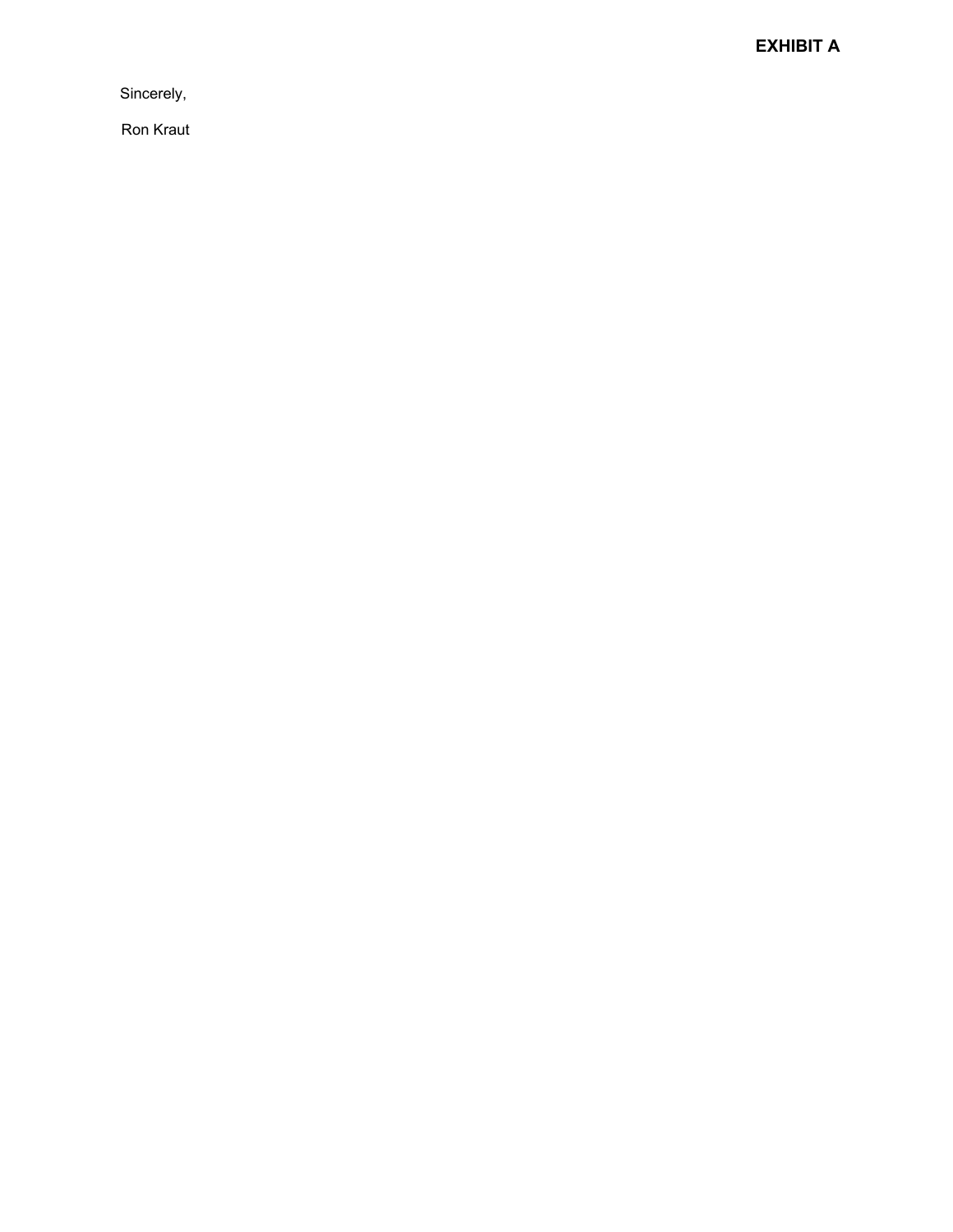**EXHIBIT A**

Sincerely,

Ron Kraut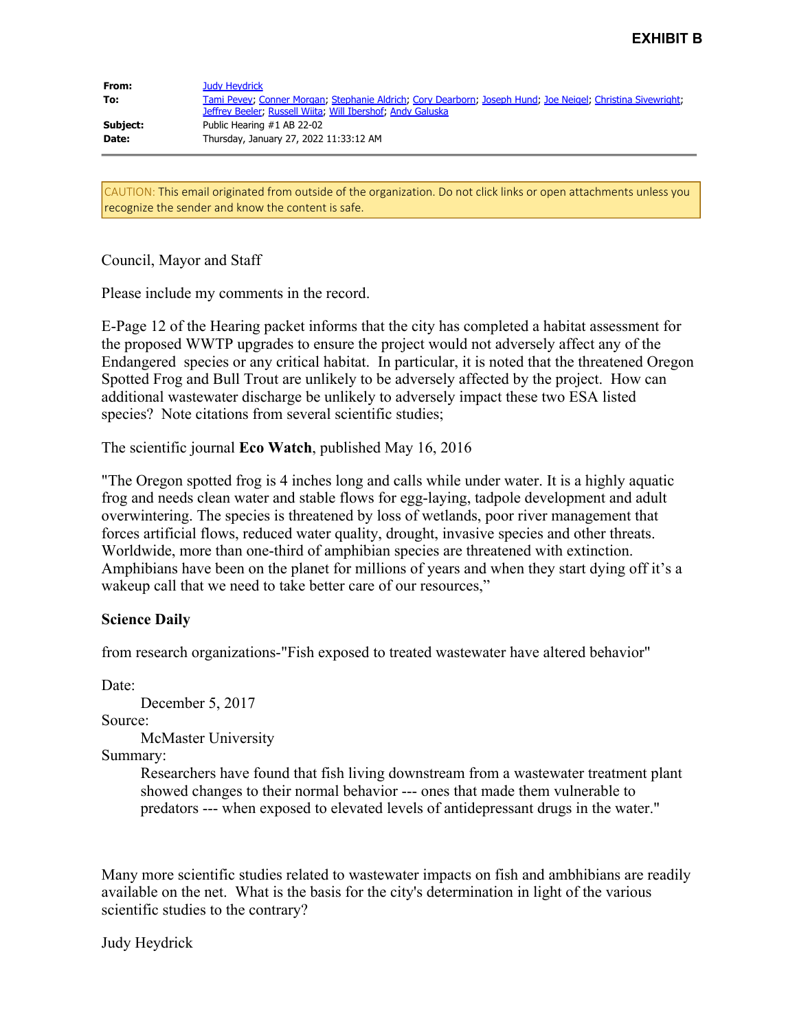**EXHIBIT B**

| | |
|---|---|
| **From:** | Judy Heydrick |
| **To:** | Tami Pevey; Conner Morgan; Stephanie Aldrich; Cory Dearborn; Joseph Hund; Joe Neigel; Christina Sivewright; Jeffrey Beeler; Russell Wiita; Will Ibershof; Andy Galuska |
| **Subject:** | Public Hearing #1 AB 22-02 |
| **Date:** | Thursday, January 27, 2022 11:33:12 AM |

CAUTION: This email originated from outside of the organization. Do not click links or open attachments unless you recognize the sender and know the content is safe.

Council, Mayor and Staff

Please include my comments in the record.

E-Page 12 of the Hearing packet informs that the city has completed a habitat assessment for the proposed WWTP upgrades to ensure the project would not adversely affect any of the Endangered species or any critical habitat. In particular, it is noted that the threatened Oregon Spotted Frog and Bull Trout are unlikely to be adversely affected by the project. How can additional wastewater discharge be unlikely to adversely impact these two ESA listed species? Note citations from several scientific studies;

The scientific journal **Eco Watch**, published May 16, 2016

"The Oregon spotted frog is 4 inches long and calls while under water. It is a highly aquatic frog and needs clean water and stable flows for egg-laying, tadpole development and adult overwintering. The species is threatened by loss of wetlands, poor river management that forces artificial flows, reduced water quality, drought, invasive species and other threats. Worldwide, more than one-third of amphibian species are threatened with extinction. Amphibians have been on the planet for millions of years and when they start dying off it's a wakeup call that we need to take better care of our resources,"

**Science Daily**

from research organizations-"Fish exposed to treated wastewater have altered behavior"

Date:
December 5, 2017
Source:
McMaster University
Summary:
Researchers have found that fish living downstream from a wastewater treatment plant showed changes to their normal behavior --- ones that made them vulnerable to predators --- when exposed to elevated levels of antidepressant drugs in the water."

Many more scientific studies related to wastewater impacts on fish and ambhibians are readily available on the net. What is the basis for the city's determination in light of the various scientific studies to the contrary?

Judy Heydrick